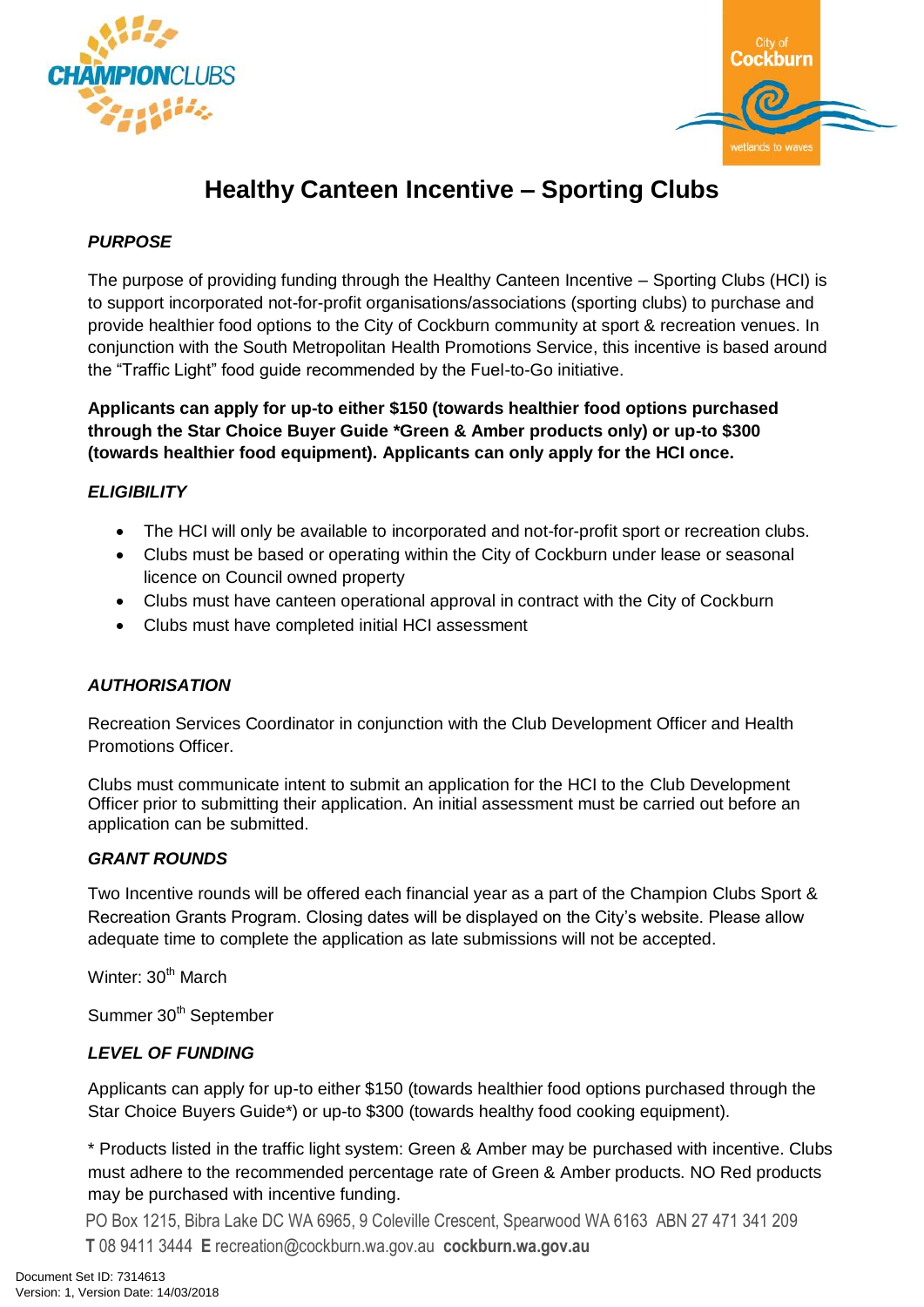# Healthy Canteen Incentive – Sporting Clubs

***PURPOSE***

The purpose of providing funding through the Healthy Canteen Incentive – Sporting Clubs (HCI) is to support incorporated not-for-profit organisations/associations (sporting clubs) to purchase and provide healthier food options to the City of Cockburn community at sport & recreation venues. In conjunction with the South Metropolitan Health Promotions Service, this incentive is based around the "Traffic Light" food guide recommended by the Fuel-to-Go initiative.

**Applicants can apply for up-to either $150 (towards healthier food options purchased through the Star Choice Buyer Guide *Green & Amber products only) or up-to $300 (towards healthier food equipment). Applicants can only apply for the HCI once.**

***ELIGIBILITY***

- The HCI will only be available to incorporated and not-for-profit sport or recreation clubs.
- Clubs must be based or operating within the City of Cockburn under lease or seasonal licence on Council owned property
- Clubs must have canteen operational approval in contract with the City of Cockburn
- Clubs must have completed initial HCI assessment

***AUTHORISATION***

Recreation Services Coordinator in conjunction with the Club Development Officer and Health Promotions Officer.

Clubs must communicate intent to submit an application for the HCI to the Club Development Officer prior to submitting their application. An initial assessment must be carried out before an application can be submitted.

***GRANT ROUNDS***

Two Incentive rounds will be offered each financial year as a part of the Champion Clubs Sport & Recreation Grants Program. Closing dates will be displayed on the City's website. Please allow adequate time to complete the application as late submissions will not be accepted.

Winter: 30th March

Summer 30th September

***LEVEL OF FUNDING***

Applicants can apply for up-to either $150 (towards healthier food options purchased through the Star Choice Buyers Guide*) or up-to $300 (towards healthy food cooking equipment).

* Products listed in the traffic light system: Green & Amber may be purchased with incentive. Clubs must adhere to the recommended percentage rate of Green & Amber products. NO Red products may be purchased with incentive funding.

PO Box 1215, Bibra Lake DC WA 6965, 9 Coleville Crescent, Spearwood WA 6163 ABN 27 471 341 209
**T** 08 9411 3444 **E** recreation@cockburn.wa.gov.au **cockburn.wa.gov.au**

Document Set ID: 7314613
Version: 1, Version Date: 14/03/2018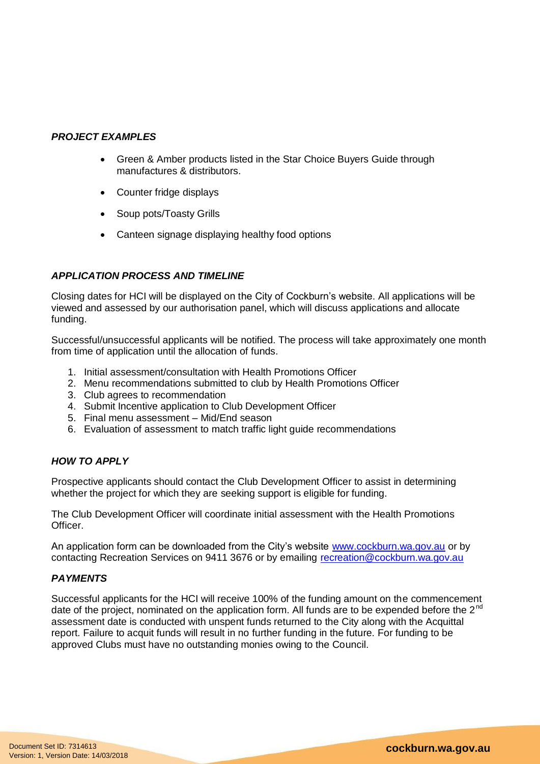### *PROJECT EXAMPLES*

- Green & Amber products listed in the Star Choice Buyers Guide through manufactures & distributors.
- Counter fridge displays
- Soup pots/Toasty Grills
- Canteen signage displaying healthy food options

### *APPLICATION PROCESS AND TIMELINE*

Closing dates for HCI will be displayed on the City of Cockburn's website. All applications will be viewed and assessed by our authorisation panel, which will discuss applications and allocate funding.

Successful/unsuccessful applicants will be notified. The process will take approximately one month from time of application until the allocation of funds.

1. Initial assessment/consultation with Health Promotions Officer
2. Menu recommendations submitted to club by Health Promotions Officer
3. Club agrees to recommendation
4. Submit Incentive application to Club Development Officer
5. Final menu assessment – Mid/End season
6. Evaluation of assessment to match traffic light guide recommendations

### *HOW TO APPLY*

Prospective applicants should contact the Club Development Officer to assist in determining whether the project for which they are seeking support is eligible for funding.

The Club Development Officer will coordinate initial assessment with the Health Promotions Officer.

An application form can be downloaded from the City's website www.cockburn.wa.gov.au or by contacting Recreation Services on 9411 3676 or by emailing recreation@cockburn.wa.gov.au

### *PAYMENTS*

Successful applicants for the HCI will receive 100% of the funding amount on the commencement date of the project, nominated on the application form. All funds are to be expended before the 2nd assessment date is conducted with unspent funds returned to the City along with the Acquittal report. Failure to acquit funds will result in no further funding in the future. For funding to be approved Clubs must have no outstanding monies owing to the Council.